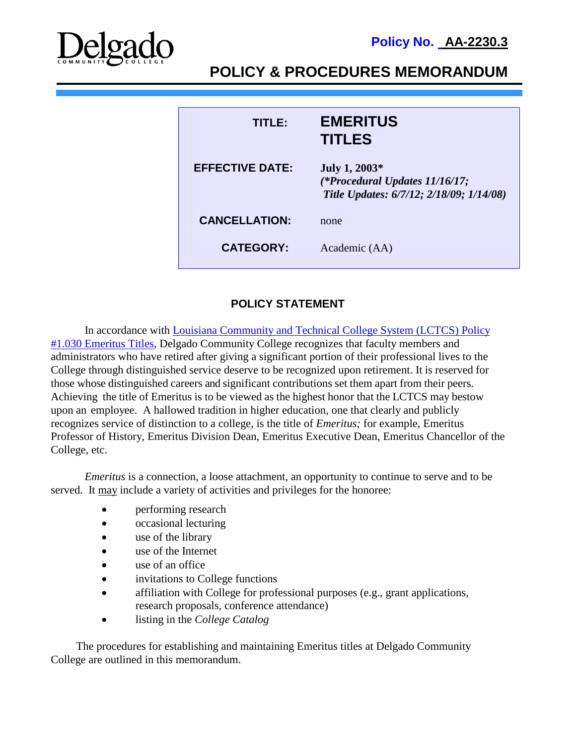Delgado Community College

**Policy No. AA-2230.3**

# POLICY & PROCEDURES MEMORANDUM

| | |
|---|---|
| **TITLE:** | **EMERITUS TITLES** |
| **EFFECTIVE DATE:** | **July 1, 2003*** ***(*Procedural Updates 11/16/17; Title Updates: 6/7/12; 2/18/09; 1/14/08)*** |
| **CANCELLATION:** | none |
| **CATEGORY:** | Academic (AA) |

## POLICY STATEMENT

In accordance with Louisiana Community and Technical College System (LCTCS) Policy #1.030 Emeritus Titles, Delgado Community College recognizes that faculty members and administrators who have retired after giving a significant portion of their professional lives to the College through distinguished service deserve to be recognized upon retirement. It is reserved for those whose distinguished careers and significant contributions set them apart from their peers. Achieving the title of Emeritus is to be viewed as the highest honor that the LCTCS may bestow upon an employee. A hallowed tradition in higher education, one that clearly and publicly recognizes service of distinction to a college, is the title of *Emeritus;* for example, Emeritus Professor of History, Emeritus Division Dean, Emeritus Executive Dean, Emeritus Chancellor of the College, etc.

*Emeritus* is a connection, a loose attachment, an opportunity to continue to serve and to be served. It may include a variety of activities and privileges for the honoree:

- performing research
- occasional lecturing
- use of the library
- use of the Internet
- use of an office
- invitations to College functions
- affiliation with College for professional purposes (e.g., grant applications, research proposals, conference attendance)
- listing in the *College Catalog*

The procedures for establishing and maintaining Emeritus titles at Delgado Community College are outlined in this memorandum.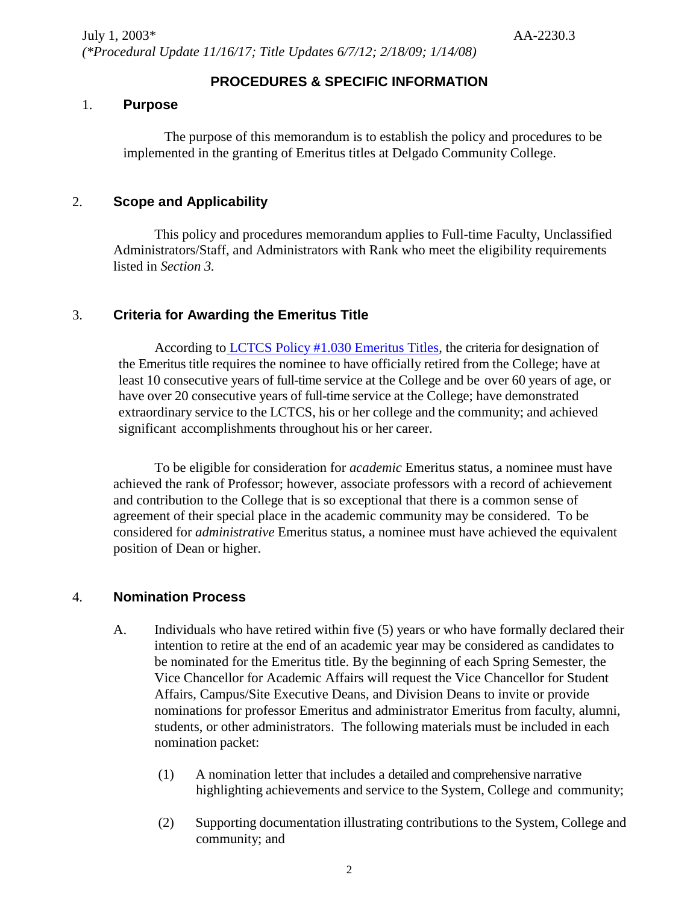July 1, 2003* AA-2230.3
*(*Procedural Update 11/16/17; Title Updates 6/7/12; 2/18/09; 1/14/08)*

## PROCEDURES & SPECIFIC INFORMATION

### 1. Purpose

The purpose of this memorandum is to establish the policy and procedures to be implemented in the granting of Emeritus titles at Delgado Community College.

### 2. Scope and Applicability

This policy and procedures memorandum applies to Full-time Faculty, Unclassified Administrators/Staff, and Administrators with Rank who meet the eligibility requirements listed in *Section 3.*

### 3. Criteria for Awarding the Emeritus Title

According to LCTCS Policy #1.030 Emeritus Titles, the criteria for designation of the Emeritus title requires the nominee to have officially retired from the College; have at least 10 consecutive years of full-time service at the College and be over 60 years of age, or have over 20 consecutive years of full-time service at the College; have demonstrated extraordinary service to the LCTCS, his or her college and the community; and achieved significant accomplishments throughout his or her career.

To be eligible for consideration for *academic* Emeritus status, a nominee must have achieved the rank of Professor; however, associate professors with a record of achievement and contribution to the College that is so exceptional that there is a common sense of agreement of their special place in the academic community may be considered. To be considered for *administrative* Emeritus status, a nominee must have achieved the equivalent position of Dean or higher.

### 4. Nomination Process

A. Individuals who have retired within five (5) years or who have formally declared their intention to retire at the end of an academic year may be considered as candidates to be nominated for the Emeritus title. By the beginning of each Spring Semester, the Vice Chancellor for Academic Affairs will request the Vice Chancellor for Student Affairs, Campus/Site Executive Deans, and Division Deans to invite or provide nominations for professor Emeritus and administrator Emeritus from faculty, alumni, students, or other administrators. The following materials must be included in each nomination packet:

   (1) A nomination letter that includes a detailed and comprehensive narrative highlighting achievements and service to the System, College and community;

   (2) Supporting documentation illustrating contributions to the System, College and community; and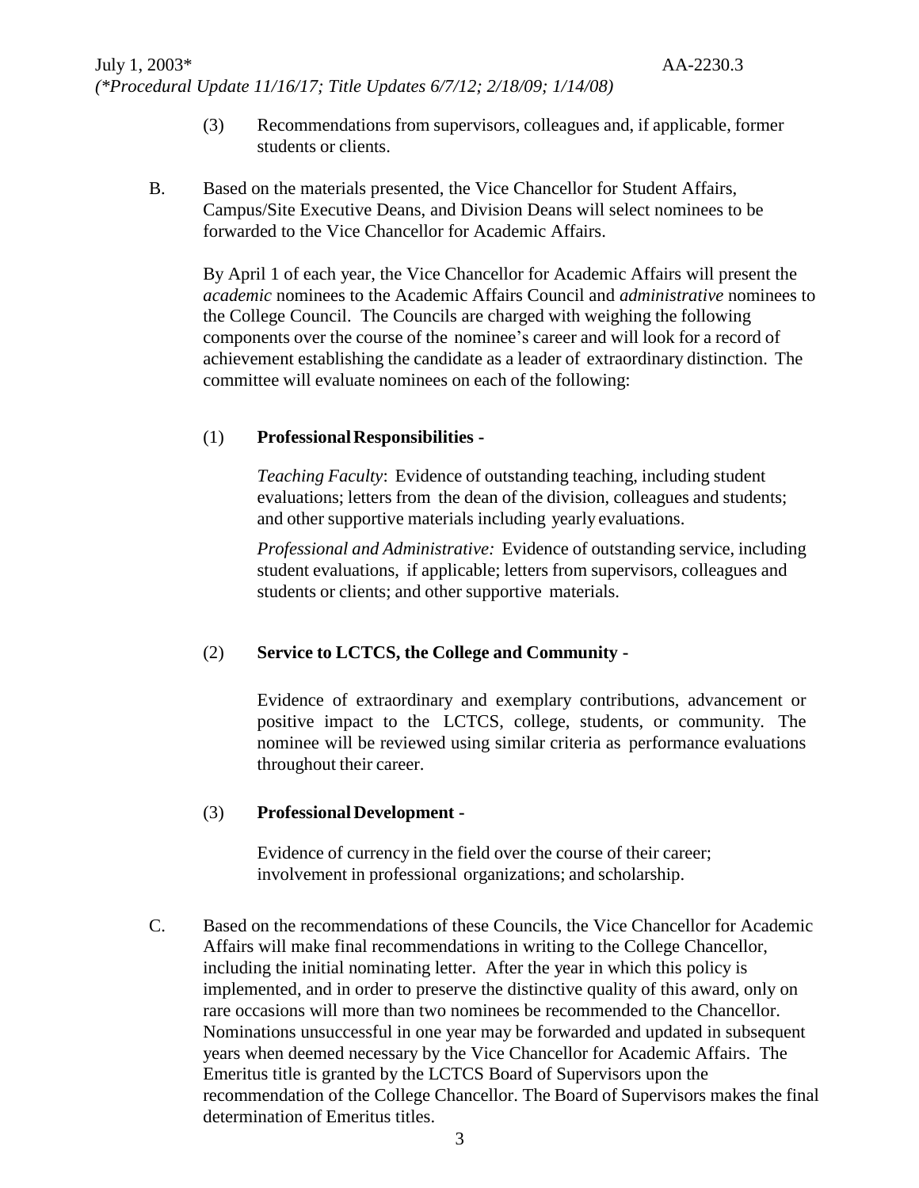(3) Recommendations from supervisors, colleagues and, if applicable, former students or clients.

B. Based on the materials presented, the Vice Chancellor for Student Affairs, Campus/Site Executive Deans, and Division Deans will select nominees to be forwarded to the Vice Chancellor for Academic Affairs.

By April 1 of each year, the Vice Chancellor for Academic Affairs will present the *academic* nominees to the Academic Affairs Council and *administrative* nominees to the College Council. The Councils are charged with weighing the following components over the course of the nominee's career and will look for a record of achievement establishing the candidate as a leader of extraordinary distinction. The committee will evaluate nominees on each of the following:

(1) **Professional Responsibilities -**

*Teaching Faculty*: Evidence of outstanding teaching, including student evaluations; letters from the dean of the division, colleagues and students; and other supportive materials including yearly evaluations.

*Professional and Administrative:* Evidence of outstanding service, including student evaluations, if applicable; letters from supervisors, colleagues and students or clients; and other supportive materials.

(2) **Service to LCTCS, the College and Community -**

Evidence of extraordinary and exemplary contributions, advancement or positive impact to the LCTCS, college, students, or community. The nominee will be reviewed using similar criteria as performance evaluations throughout their career.

(3) **Professional Development -**

Evidence of currency in the field over the course of their career; involvement in professional organizations; and scholarship.

C. Based on the recommendations of these Councils, the Vice Chancellor for Academic Affairs will make final recommendations in writing to the College Chancellor, including the initial nominating letter. After the year in which this policy is implemented, and in order to preserve the distinctive quality of this award, only on rare occasions will more than two nominees be recommended to the Chancellor. Nominations unsuccessful in one year may be forwarded and updated in subsequent years when deemed necessary by the Vice Chancellor for Academic Affairs. The Emeritus title is granted by the LCTCS Board of Supervisors upon the recommendation of the College Chancellor. The Board of Supervisors makes the final determination of Emeritus titles.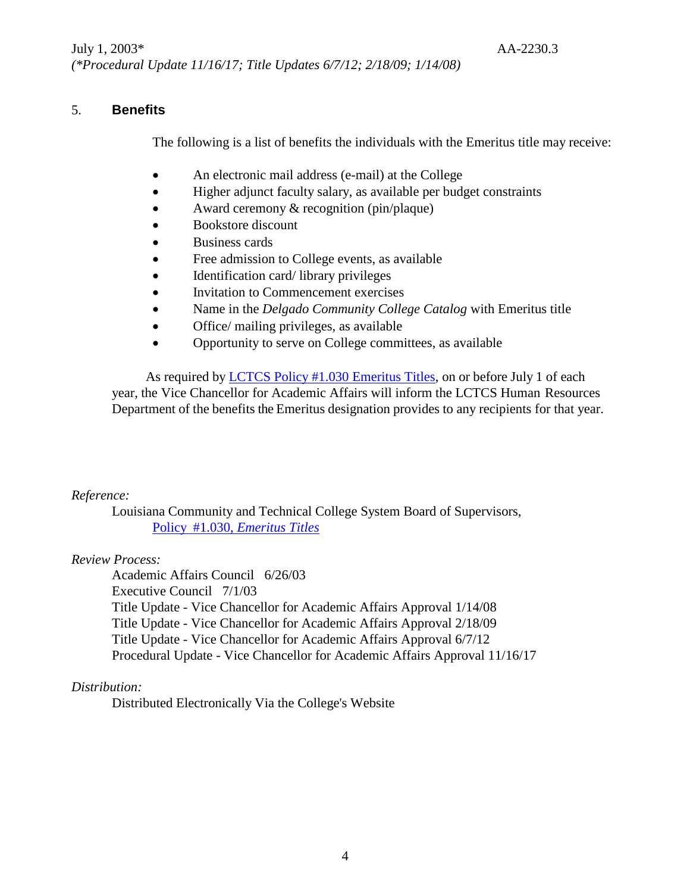## 5. Benefits

The following is a list of benefits the individuals with the Emeritus title may receive:

- An electronic mail address (e-mail) at the College
- Higher adjunct faculty salary, as available per budget constraints
- Award ceremony & recognition (pin/plaque)
- Bookstore discount
- Business cards
- Free admission to College events, as available
- Identification card/ library privileges
- Invitation to Commencement exercises
- Name in the *Delgado Community College Catalog* with Emeritus title
- Office/ mailing privileges, as available
- Opportunity to serve on College committees, as available

As required by LCTCS Policy #1.030 Emeritus Titles, on or before July 1 of each year, the Vice Chancellor for Academic Affairs will inform the LCTCS Human Resources Department of the benefits the Emeritus designation provides to any recipients for that year.

*Reference:*

Louisiana Community and Technical College System Board of Supervisors,
Policy #1.030, *Emeritus Titles*

*Review Process:*

Academic Affairs Council 6/26/03
Executive Council 7/1/03
Title Update - Vice Chancellor for Academic Affairs Approval 1/14/08
Title Update - Vice Chancellor for Academic Affairs Approval 2/18/09
Title Update - Vice Chancellor for Academic Affairs Approval 6/7/12
Procedural Update - Vice Chancellor for Academic Affairs Approval 11/16/17

*Distribution:*

Distributed Electronically Via the College's Website